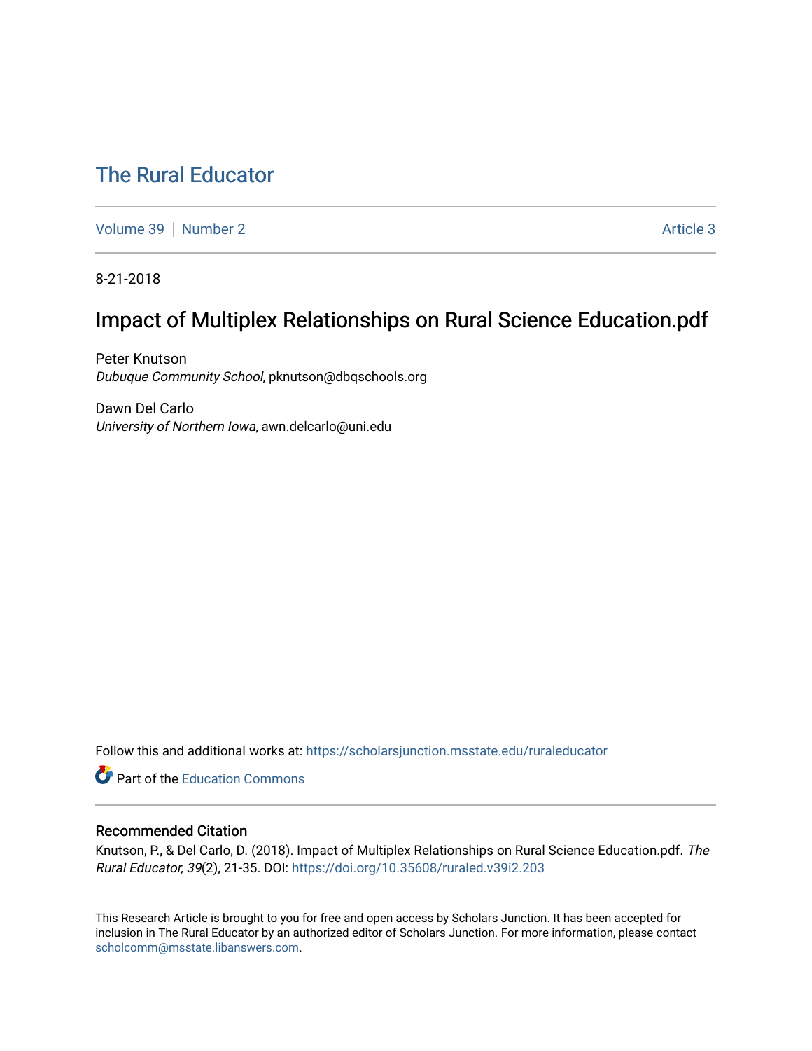# The Rural Educator

Volume 39 | Number 2 | Article 3

8-21-2018

## Impact of Multiplex Relationships on Rural Science Education.pdf

Peter Knutson
*Dubuque Community School*, pknutson@dbqschools.org

Dawn Del Carlo
*University of Northern Iowa*, awn.delcarlo@uni.edu

Follow this and additional works at: https://scholarsjunction.msstate.edu/ruraleducator

Part of the Education Commons

### Recommended Citation

Knutson, P., & Del Carlo, D. (2018). Impact of Multiplex Relationships on Rural Science Education.pdf. *The Rural Educator, 39*(2), 21-35. DOI: https://doi.org/10.35608/ruraled.v39i2.203

This Research Article is brought to you for free and open access by Scholars Junction. It has been accepted for inclusion in The Rural Educator by an authorized editor of Scholars Junction. For more information, please contact scholcomm@msstate.libanswers.com.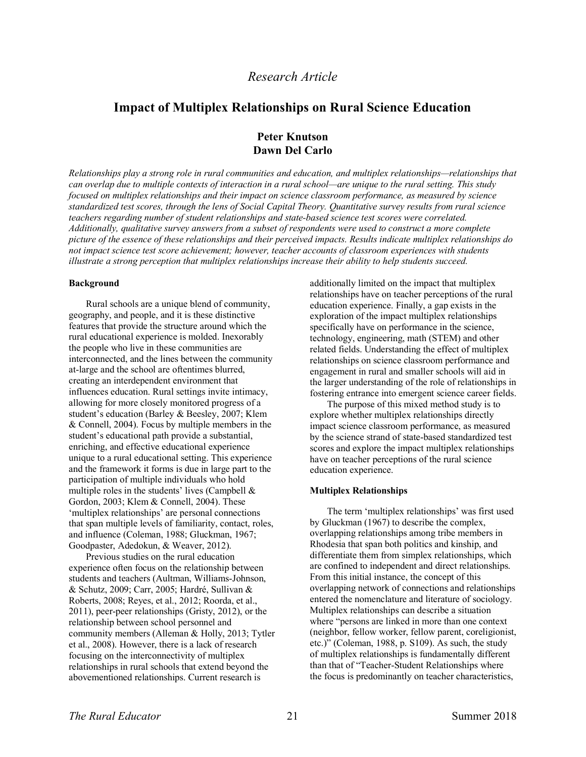*Research Article*

# Impact of Multiplex Relationships on Rural Science Education

**Peter Knutson**
**Dawn Del Carlo**

*Relationships play a strong role in rural communities and education, and multiplex relationships—relationships that can overlap due to multiple contexts of interaction in a rural school—are unique to the rural setting. This study focused on multiplex relationships and their impact on science classroom performance, as measured by science standardized test scores, through the lens of Social Capital Theory. Quantitative survey results from rural science teachers regarding number of student relationships and state-based science test scores were correlated. Additionally, qualitative survey answers from a subset of respondents were used to construct a more complete picture of the essence of these relationships and their perceived impacts. Results indicate multiplex relationships do not impact science test score achievement; however, teacher accounts of classroom experiences with students illustrate a strong perception that multiplex relationships increase their ability to help students succeed.*

## Background

Rural schools are a unique blend of community, geography, and people, and it is these distinctive features that provide the structure around which the rural educational experience is molded. Inexorably the people who live in these communities are interconnected, and the lines between the community at-large and the school are oftentimes blurred, creating an interdependent environment that influences education. Rural settings invite intimacy, allowing for more closely monitored progress of a student's education (Barley & Beesley, 2007; Klem & Connell, 2004). Focus by multiple members in the student's educational path provide a substantial, enriching, and effective educational experience unique to a rural educational setting. This experience and the framework it forms is due in large part to the participation of multiple individuals who hold multiple roles in the students' lives (Campbell & Gordon, 2003; Klem & Connell, 2004). These 'multiplex relationships' are personal connections that span multiple levels of familiarity, contact, roles, and influence (Coleman, 1988; Gluckman, 1967; Goodpaster, Adedokun, & Weaver, 2012).

Previous studies on the rural education experience often focus on the relationship between students and teachers (Aultman, Williams-Johnson, & Schutz, 2009; Carr, 2005; Hardré, Sullivan & Roberts, 2008; Reyes, et al., 2012; Roorda, et al., 2011), peer-peer relationships (Gristy, 2012), or the relationship between school personnel and community members (Alleman & Holly, 2013; Tytler et al., 2008). However, there is a lack of research focusing on the interconnectivity of multiplex relationships in rural schools that extend beyond the abovementioned relationships. Current research is additionally limited on the impact that multiplex relationships have on teacher perceptions of the rural education experience. Finally, a gap exists in the exploration of the impact multiplex relationships specifically have on performance in the science, technology, engineering, math (STEM) and other related fields. Understanding the effect of multiplex relationships on science classroom performance and engagement in rural and smaller schools will aid in the larger understanding of the role of relationships in fostering entrance into emergent science career fields.

The purpose of this mixed method study is to explore whether multiplex relationships directly impact science classroom performance, as measured by the science strand of state-based standardized test scores and explore the impact multiplex relationships have on teacher perceptions of the rural science education experience.

## Multiplex Relationships

The term 'multiplex relationships' was first used by Gluckman (1967) to describe the complex, overlapping relationships among tribe members in Rhodesia that span both politics and kinship, and differentiate them from simplex relationships, which are confined to independent and direct relationships. From this initial instance, the concept of this overlapping network of connections and relationships entered the nomenclature and literature of sociology. Multiplex relationships can describe a situation where "persons are linked in more than one context (neighbor, fellow worker, fellow parent, coreligionist, etc.)" (Coleman, 1988, p. S109). As such, the study of multiplex relationships is fundamentally different than that of "Teacher-Student Relationships where the focus is predominantly on teacher characteristics,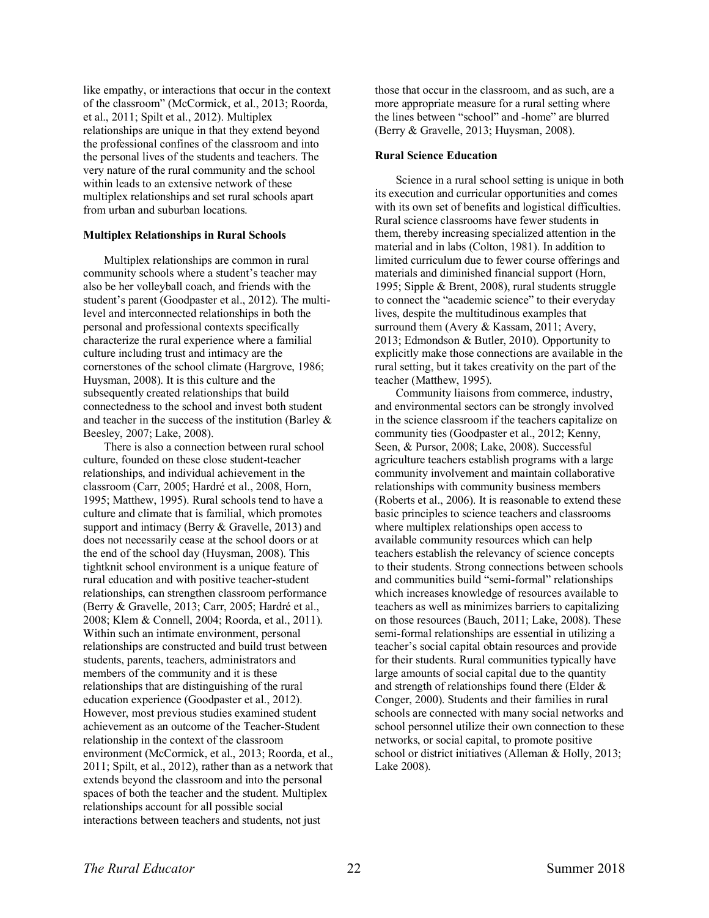like empathy, or interactions that occur in the context of the classroom" (McCormick, et al., 2013; Roorda, et al., 2011; Spilt et al., 2012). Multiplex relationships are unique in that they extend beyond the professional confines of the classroom and into the personal lives of the students and teachers. The very nature of the rural community and the school within leads to an extensive network of these multiplex relationships and set rural schools apart from urban and suburban locations.

**Multiplex Relationships in Rural Schools**

Multiplex relationships are common in rural community schools where a student's teacher may also be her volleyball coach, and friends with the student's parent (Goodpaster et al., 2012). The multi-level and interconnected relationships in both the personal and professional contexts specifically characterize the rural experience where a familial culture including trust and intimacy are the cornerstones of the school climate (Hargrove, 1986; Huysman, 2008). It is this culture and the subsequently created relationships that build connectedness to the school and invest both student and teacher in the success of the institution (Barley & Beesley, 2007; Lake, 2008).

There is also a connection between rural school culture, founded on these close student-teacher relationships, and individual achievement in the classroom (Carr, 2005; Hardré et al., 2008, Horn, 1995; Matthew, 1995). Rural schools tend to have a culture and climate that is familial, which promotes support and intimacy (Berry & Gravelle, 2013) and does not necessarily cease at the school doors or at the end of the school day (Huysman, 2008). This tightknit school environment is a unique feature of rural education and with positive teacher-student relationships, can strengthen classroom performance (Berry & Gravelle, 2013; Carr, 2005; Hardré et al., 2008; Klem & Connell, 2004; Roorda, et al., 2011). Within such an intimate environment, personal relationships are constructed and build trust between students, parents, teachers, administrators and members of the community and it is these relationships that are distinguishing of the rural education experience (Goodpaster et al., 2012). However, most previous studies examined student achievement as an outcome of the Teacher-Student relationship in the context of the classroom environment (McCormick, et al., 2013; Roorda, et al., 2011; Spilt, et al., 2012), rather than as a network that extends beyond the classroom and into the personal spaces of both the teacher and the student. Multiplex relationships account for all possible social interactions between teachers and students, not just those that occur in the classroom, and as such, are a more appropriate measure for a rural setting where the lines between "school" and -home" are blurred (Berry & Gravelle, 2013; Huysman, 2008).

**Rural Science Education**

Science in a rural school setting is unique in both its execution and curricular opportunities and comes with its own set of benefits and logistical difficulties. Rural science classrooms have fewer students in them, thereby increasing specialized attention in the material and in labs (Colton, 1981). In addition to limited curriculum due to fewer course offerings and materials and diminished financial support (Horn, 1995; Sipple & Brent, 2008), rural students struggle to connect the "academic science" to their everyday lives, despite the multitudinous examples that surround them (Avery & Kassam, 2011; Avery, 2013; Edmondson & Butler, 2010). Opportunity to explicitly make those connections are available in the rural setting, but it takes creativity on the part of the teacher (Matthew, 1995).

Community liaisons from commerce, industry, and environmental sectors can be strongly involved in the science classroom if the teachers capitalize on community ties (Goodpaster et al., 2012; Kenny, Seen, & Pursor, 2008; Lake, 2008). Successful agriculture teachers establish programs with a large community involvement and maintain collaborative relationships with community business members (Roberts et al., 2006). It is reasonable to extend these basic principles to science teachers and classrooms where multiplex relationships open access to available community resources which can help teachers establish the relevancy of science concepts to their students. Strong connections between schools and communities build "semi-formal" relationships which increases knowledge of resources available to teachers as well as minimizes barriers to capitalizing on those resources (Bauch, 2011; Lake, 2008). These semi-formal relationships are essential in utilizing a teacher's social capital obtain resources and provide for their students. Rural communities typically have large amounts of social capital due to the quantity and strength of relationships found there (Elder & Conger, 2000). Students and their families in rural schools are connected with many social networks and school personnel utilize their own connection to these networks, or social capital, to promote positive school or district initiatives (Alleman & Holly, 2013; Lake 2008).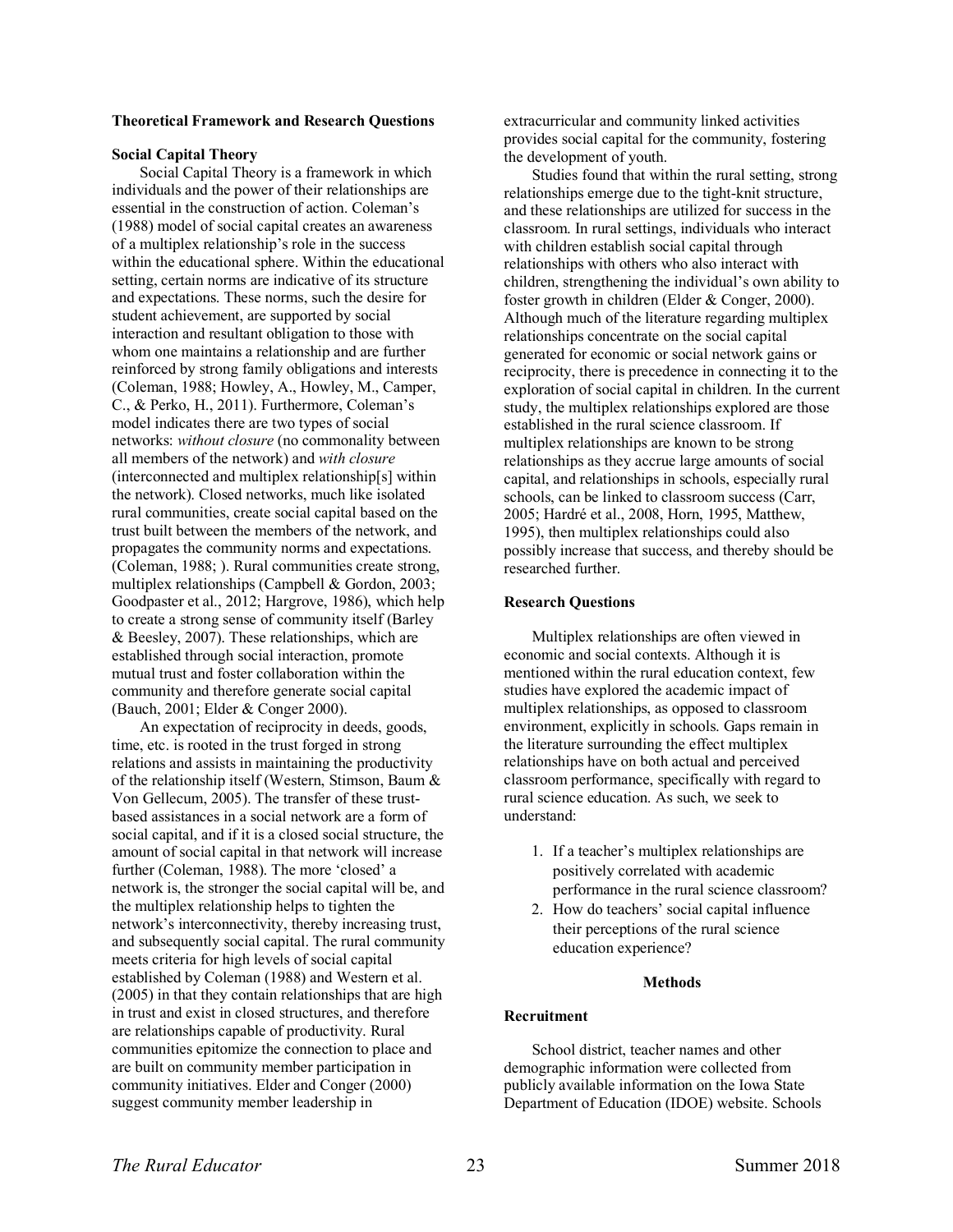**Theoretical Framework and Research Questions**

**Social Capital Theory**

Social Capital Theory is a framework in which individuals and the power of their relationships are essential in the construction of action. Coleman's (1988) model of social capital creates an awareness of a multiplex relationship's role in the success within the educational sphere. Within the educational setting, certain norms are indicative of its structure and expectations. These norms, such the desire for student achievement, are supported by social interaction and resultant obligation to those with whom one maintains a relationship and are further reinforced by strong family obligations and interests (Coleman, 1988; Howley, A., Howley, M., Camper, C., & Perko, H., 2011). Furthermore, Coleman's model indicates there are two types of social networks: *without closure* (no commonality between all members of the network) and *with closure* (interconnected and multiplex relationship[s] within the network). Closed networks, much like isolated rural communities, create social capital based on the trust built between the members of the network, and propagates the community norms and expectations. (Coleman, 1988; ). Rural communities create strong, multiplex relationships (Campbell & Gordon, 2003; Goodpaster et al., 2012; Hargrove, 1986), which help to create a strong sense of community itself (Barley & Beesley, 2007). These relationships, which are established through social interaction, promote mutual trust and foster collaboration within the community and therefore generate social capital (Bauch, 2001; Elder & Conger 2000).

An expectation of reciprocity in deeds, goods, time, etc. is rooted in the trust forged in strong relations and assists in maintaining the productivity of the relationship itself (Western, Stimson, Baum & Von Gellecum, 2005). The transfer of these trust-based assistances in a social network are a form of social capital, and if it is a closed social structure, the amount of social capital in that network will increase further (Coleman, 1988). The more 'closed' a network is, the stronger the social capital will be, and the multiplex relationship helps to tighten the network's interconnectivity, thereby increasing trust, and subsequently social capital. The rural community meets criteria for high levels of social capital established by Coleman (1988) and Western et al. (2005) in that they contain relationships that are high in trust and exist in closed structures, and therefore are relationships capable of productivity. Rural communities epitomize the connection to place and are built on community member participation in community initiatives. Elder and Conger (2000) suggest community member leadership in extracurricular and community linked activities provides social capital for the community, fostering the development of youth.

Studies found that within the rural setting, strong relationships emerge due to the tight-knit structure, and these relationships are utilized for success in the classroom. In rural settings, individuals who interact with children establish social capital through relationships with others who also interact with children, strengthening the individual's own ability to foster growth in children (Elder & Conger, 2000). Although much of the literature regarding multiplex relationships concentrate on the social capital generated for economic or social network gains or reciprocity, there is precedence in connecting it to the exploration of social capital in children. In the current study, the multiplex relationships explored are those established in the rural science classroom. If multiplex relationships are known to be strong relationships as they accrue large amounts of social capital, and relationships in schools, especially rural schools, can be linked to classroom success (Carr, 2005; Hardré et al., 2008, Horn, 1995, Matthew, 1995), then multiplex relationships could also possibly increase that success, and thereby should be researched further.

**Research Questions**

Multiplex relationships are often viewed in economic and social contexts. Although it is mentioned within the rural education context, few studies have explored the academic impact of multiplex relationships, as opposed to classroom environment, explicitly in schools. Gaps remain in the literature surrounding the effect multiplex relationships have on both actual and perceived classroom performance, specifically with regard to rural science education. As such, we seek to understand:

1. If a teacher's multiplex relationships are positively correlated with academic performance in the rural science classroom?
2. How do teachers' social capital influence their perceptions of the rural science education experience?

## Methods

**Recruitment**

School district, teacher names and other demographic information were collected from publicly available information on the Iowa State Department of Education (IDOE) website. Schools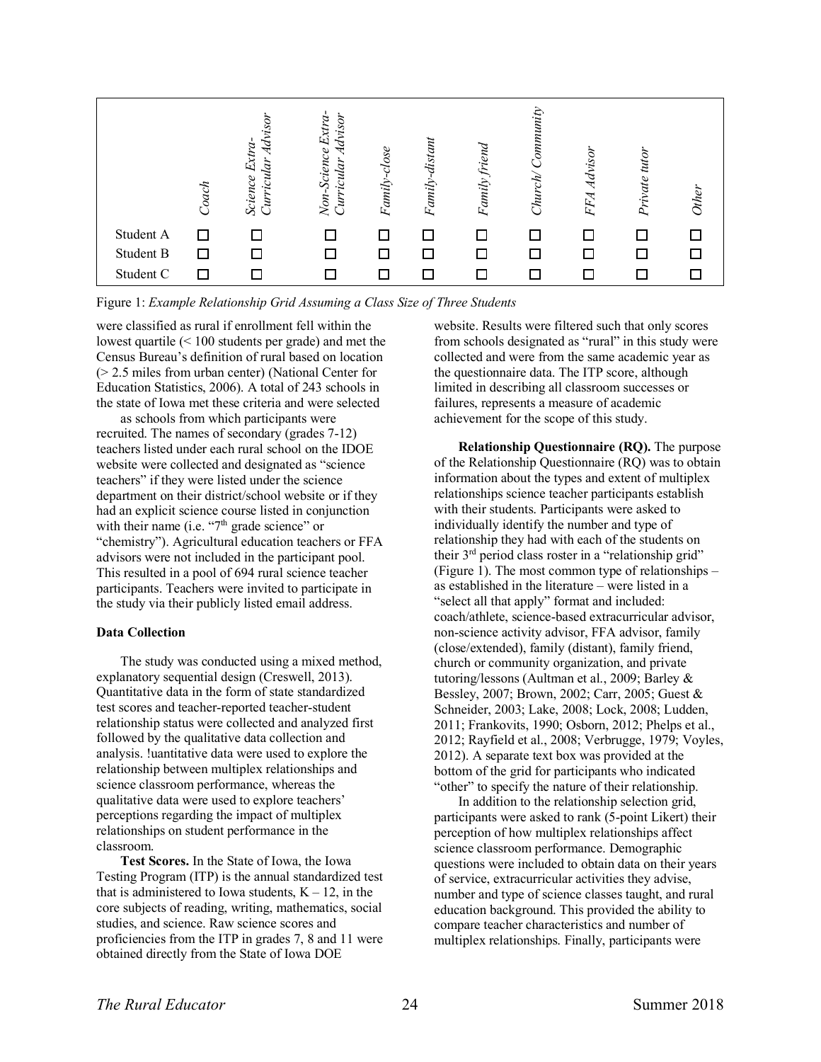|  | Coach | Science Extra-Curricular Advisor | Non-Science Extra-Curricular Advisor | Family-close | Family-distant | Family friend | Church/ Community | FFA Advisor | Private tutor | Other |
|---|---|---|---|---|---|---|---|---|---|---|
| Student A | ☐ | ☐ | ☐ | ☐ | ☐ | ☐ | ☐ | ☐ | ☐ | ☐ |
| Student B | ☐ | ☐ | ☐ | ☐ | ☐ | ☐ | ☐ | ☐ | ☐ | ☐ |
| Student C | ☐ | ☐ | ☐ | ☐ | ☐ | ☐ | ☐ | ☐ | ☐ | ☐ |

Figure 1: *Example Relationship Grid Assuming a Class Size of Three Students*

were classified as rural if enrollment fell within the lowest quartile (< 100 students per grade) and met the Census Bureau's definition of rural based on location (> 2.5 miles from urban center) (National Center for Education Statistics, 2006). A total of 243 schools in the state of Iowa met these criteria and were selected as schools from which participants were recruited. The names of secondary (grades 7-12) teachers listed under each rural school on the IDOE website were collected and designated as "science teachers" if they were listed under the science department on their district/school website or if they had an explicit science course listed in conjunction with their name (i.e. "7th grade science" or "chemistry"). Agricultural education teachers or FFA advisors were not included in the participant pool. This resulted in a pool of 694 rural science teacher participants. Teachers were invited to participate in the study via their publicly listed email address.

**Data Collection**

The study was conducted using a mixed method, explanatory sequential design (Creswell, 2013). Quantitative data in the form of state standardized test scores and teacher-reported teacher-student relationship status were collected and analyzed first followed by the qualitative data collection and analysis. !uantitative data were used to explore the relationship between multiplex relationships and science classroom performance, whereas the qualitative data were used to explore teachers' perceptions regarding the impact of multiplex relationships on student performance in the classroom.

**Test Scores.** In the State of Iowa, the Iowa Testing Program (ITP) is the annual standardized test that is administered to Iowa students, K – 12, in the core subjects of reading, writing, mathematics, social studies, and science. Raw science scores and proficiencies from the ITP in grades 7, 8 and 11 were obtained directly from the State of Iowa DOE website. Results were filtered such that only scores from schools designated as "rural" in this study were collected and were from the same academic year as the questionnaire data. The ITP score, although limited in describing all classroom successes or failures, represents a measure of academic achievement for the scope of this study.

**Relationship Questionnaire (RQ).** The purpose of the Relationship Questionnaire (RQ) was to obtain information about the types and extent of multiplex relationships science teacher participants establish with their students. Participants were asked to individually identify the number and type of relationship they had with each of the students on their 3rd period class roster in a "relationship grid" (Figure 1). The most common type of relationships – as established in the literature – were listed in a "select all that apply" format and included: coach/athlete, science-based extracurricular advisor, non-science activity advisor, FFA advisor, family (close/extended), family (distant), family friend, church or community organization, and private tutoring/lessons (Aultman et al., 2009; Barley & Bessley, 2007; Brown, 2002; Carr, 2005; Guest & Schneider, 2003; Lake, 2008; Lock, 2008; Ludden, 2011; Frankovits, 1990; Osborn, 2012; Phelps et al., 2012; Rayfield et al., 2008; Verbrugge, 1979; Voyles, 2012). A separate text box was provided at the bottom of the grid for participants who indicated "other" to specify the nature of their relationship.

In addition to the relationship selection grid, participants were asked to rank (5-point Likert) their perception of how multiplex relationships affect science classroom performance. Demographic questions were included to obtain data on their years of service, extracurricular activities they advise, number and type of science classes taught, and rural education background. This provided the ability to compare teacher characteristics and number of multiplex relationships. Finally, participants were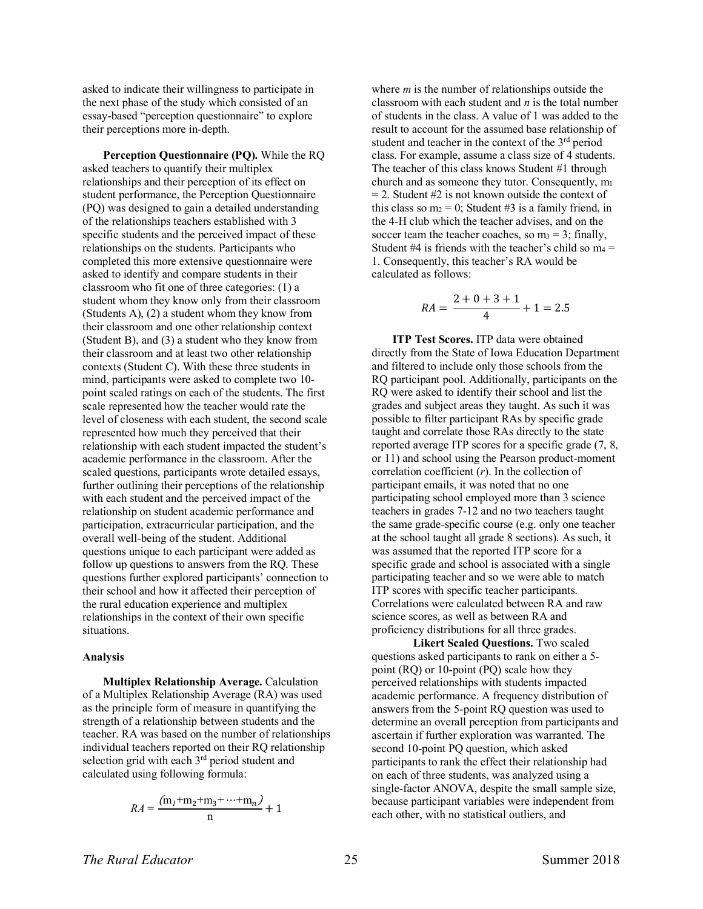asked to indicate their willingness to participate in the next phase of the study which consisted of an essay-based "perception questionnaire" to explore their perceptions more in-depth.

**Perception Questionnaire (PQ).** While the RQ asked teachers to quantify their multiplex relationships and their perception of its effect on student performance, the Perception Questionnaire (PQ) was designed to gain a detailed understanding of the relationships teachers established with 3 specific students and the perceived impact of these relationships on the students. Participants who completed this more extensive questionnaire were asked to identify and compare students in their classroom who fit one of three categories: (1) a student whom they know only from their classroom (Students A), (2) a student whom they know from their classroom and one other relationship context (Student B), and (3) a student who they know from their classroom and at least two other relationship contexts (Student C). With these three students in mind, participants were asked to complete two 10-point scaled ratings on each of the students. The first scale represented how the teacher would rate the level of closeness with each student, the second scale represented how much they perceived that their relationship with each student impacted the student's academic performance in the classroom. After the scaled questions, participants wrote detailed essays, further outlining their perceptions of the relationship with each student and the perceived impact of the relationship on student academic performance and participation, extracurricular participation, and the overall well-being of the student. Additional questions unique to each participant were added as follow up questions to answers from the RQ. These questions further explored participants' connection to their school and how it affected their perception of the rural education experience and multiplex relationships in the context of their own specific situations.

### Analysis

**Multiplex Relationship Average.** Calculation of a Multiplex Relationship Average (RA) was used as the principle form of measure in quantifying the strength of a relationship between students and the teacher. RA was based on the number of relationships individual teachers reported on their RQ relationship selection grid with each 3rd period student and calculated using following formula:

$$RA = \frac{(m_1+m_2+m_3+\cdots+m_n)}{n} + 1$$

where *m* is the number of relationships outside the classroom with each student and *n* is the total number of students in the class. A value of 1 was added to the result to account for the assumed base relationship of student and teacher in the context of the 3rd period class. For example, assume a class size of 4 students. The teacher of this class knows Student #1 through church and as someone they tutor. Consequently, $m_1 = 2$. Student #2 is not known outside the context of this class so $m_2 = 0$; Student #3 is a family friend, in the 4-H club which the teacher advises, and on the soccer team the teacher coaches, so $m_3 = 3$; finally, Student #4 is friends with the teacher's child so $m_4 = 1$. Consequently, this teacher's RA would be calculated as follows:

$$RA = \frac{2+0+3+1}{4} + 1 = 2.5$$

**ITP Test Scores.** ITP data were obtained directly from the State of Iowa Education Department and filtered to include only those schools from the RQ participant pool. Additionally, participants on the RQ were asked to identify their school and list the grades and subject areas they taught. As such it was possible to filter participant RAs by specific grade taught and correlate those RAs directly to the state reported average ITP scores for a specific grade (7, 8, or 11) and school using the Pearson product-moment correlation coefficient ($r$). In the collection of participant emails, it was noted that no one participating school employed more than 3 science teachers in grades 7-12 and no two teachers taught the same grade-specific course (e.g. only one teacher at the school taught all grade 8 sections). As such, it was assumed that the reported ITP score for a specific grade and school is associated with a single participating teacher and so we were able to match ITP scores with specific teacher participants. Correlations were calculated between RA and raw science scores, as well as between RA and proficiency distributions for all three grades.

**Likert Scaled Questions.** Two scaled questions asked participants to rank on either a 5-point (RQ) or 10-point (PQ) scale how they perceived relationships with students impacted academic performance. A frequency distribution of answers from the 5-point RQ question was used to determine an overall perception from participants and ascertain if further exploration was warranted. The second 10-point PQ question, which asked participants to rank the effect their relationship had on each of three students, was analyzed using a single-factor ANOVA, despite the small sample size, because participant variables were independent from each other, with no statistical outliers, and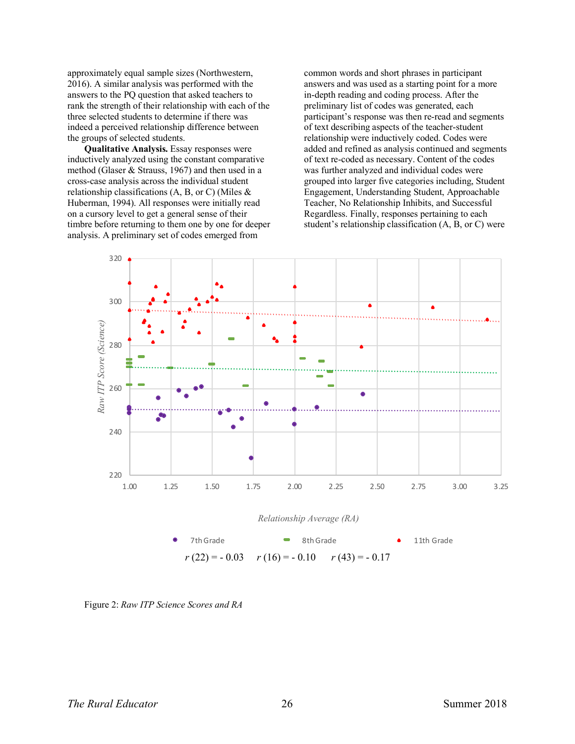approximately equal sample sizes (Northwestern, 2016). A similar analysis was performed with the answers to the PQ question that asked teachers to rank the strength of their relationship with each of the three selected students to determine if there was indeed a perceived relationship difference between the groups of selected students.

**Qualitative Analysis.** Essay responses were inductively analyzed using the constant comparative method (Glaser & Strauss, 1967) and then used in a cross-case analysis across the individual student relationship classifications (A, B, or C) (Miles & Huberman, 1994). All responses were initially read on a cursory level to get a general sense of their timbre before returning to them one by one for deeper analysis. A preliminary set of codes emerged from common words and short phrases in participant answers and was used as a starting point for a more in-depth reading and coding process. After the preliminary list of codes was generated, each participant's response was then re-read and segments of text describing aspects of the teacher-student relationship were inductively coded. Codes were added and refined as analysis continued and segments of text re-coded as necessary. Content of the codes was further analyzed and individual codes were grouped into larger five categories including, Student Engagement, Understanding Student, Approachable Teacher, No Relationship Inhibits, and Successful Regardless. Finally, responses pertaining to each student's relationship classification (A, B, or C) were

$r\,(22) = -\,0.03$ $r\,(16) = -\,0.10$ $r\,(43) = -\,0.17$

Figure 2: *Raw ITP Science Scores and RA*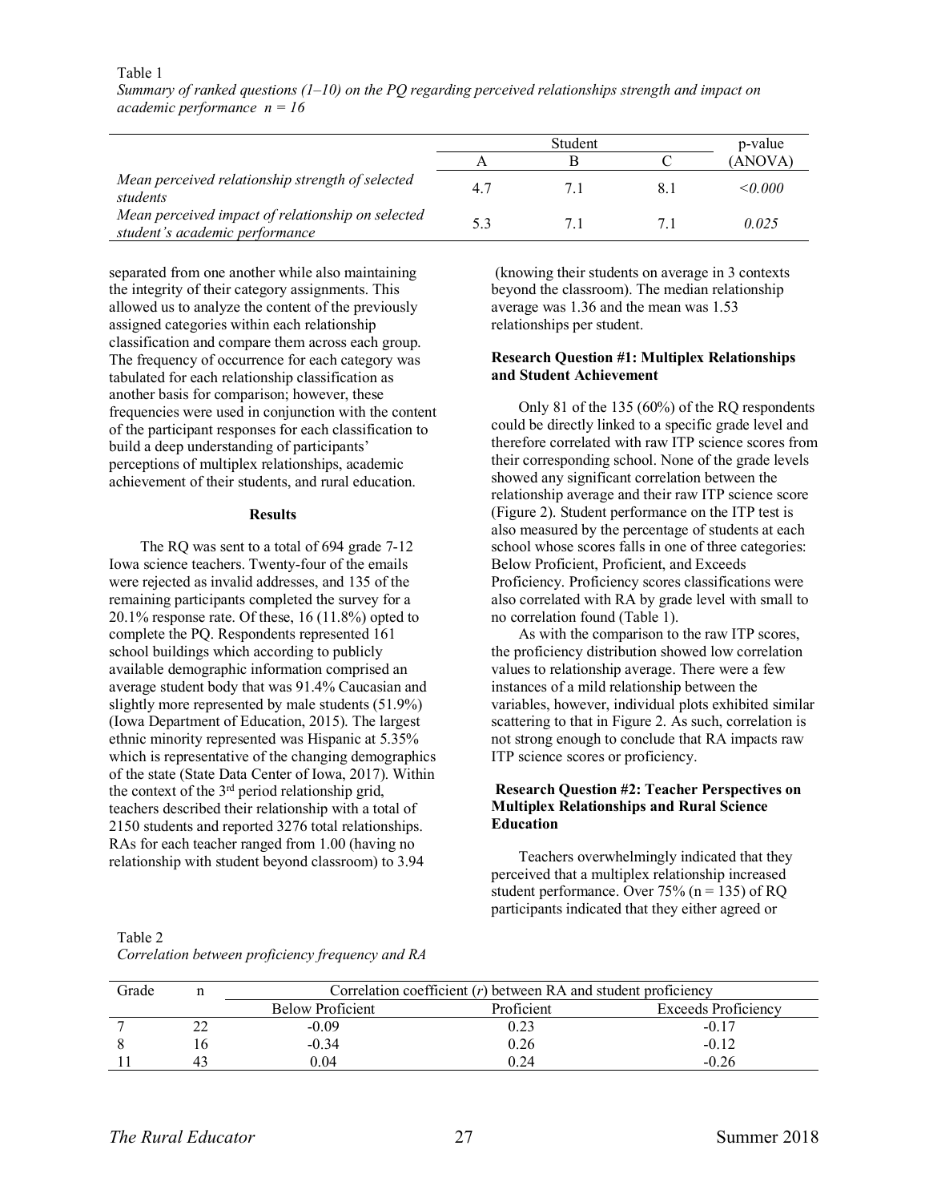Table 1
*Summary of ranked questions (1–10) on the PQ regarding perceived relationships strength and impact on academic performance n = 16*

| | Student | | | p-value |
|---|---|---|---|---|
| | A | B | C | (ANOVA) |
| *Mean perceived relationship strength of selected students* | 4.7 | 7.1 | 8.1 | *<0.000* |
| *Mean perceived impact of relationship on selected student's academic performance* | 5.3 | 7.1 | 7.1 | *0.025* |

separated from one another while also maintaining the integrity of their category assignments. This allowed us to analyze the content of the previously assigned categories within each relationship classification and compare them across each group. The frequency of occurrence for each category was tabulated for each relationship classification as another basis for comparison; however, these frequencies were used in conjunction with the content of the participant responses for each classification to build a deep understanding of participants' perceptions of multiplex relationships, academic achievement of their students, and rural education.

## Results

The RQ was sent to a total of 694 grade 7-12 Iowa science teachers. Twenty-four of the emails were rejected as invalid addresses, and 135 of the remaining participants completed the survey for a 20.1% response rate. Of these, 16 (11.8%) opted to complete the PQ. Respondents represented 161 school buildings which according to publicly available demographic information comprised an average student body that was 91.4% Caucasian and slightly more represented by male students (51.9%) (Iowa Department of Education, 2015). The largest ethnic minority represented was Hispanic at 5.35% which is representative of the changing demographics of the state (State Data Center of Iowa, 2017). Within the context of the 3rd period relationship grid, teachers described their relationship with a total of 2150 students and reported 3276 total relationships. RAs for each teacher ranged from 1.00 (having no relationship with student beyond classroom) to 3.94 (knowing their students on average in 3 contexts beyond the classroom). The median relationship average was 1.36 and the mean was 1.53 relationships per student.

### Research Question #1: Multiplex Relationships and Student Achievement

Only 81 of the 135 (60%) of the RQ respondents could be directly linked to a specific grade level and therefore correlated with raw ITP science scores from their corresponding school. None of the grade levels showed any significant correlation between the relationship average and their raw ITP science score (Figure 2). Student performance on the ITP test is also measured by the percentage of students at each school whose scores falls in one of three categories: Below Proficient, Proficient, and Exceeds Proficiency. Proficiency scores classifications were also correlated with RA by grade level with small to no correlation found (Table 1).

As with the comparison to the raw ITP scores, the proficiency distribution showed low correlation values to relationship average. There were a few instances of a mild relationship between the variables, however, individual plots exhibited similar scattering to that in Figure 2. As such, correlation is not strong enough to conclude that RA impacts raw ITP science scores or proficiency.

### Research Question #2: Teacher Perspectives on Multiplex Relationships and Rural Science Education

Teachers overwhelmingly indicated that they perceived that a multiplex relationship increased student performance. Over 75% (n = 135) of RQ participants indicated that they either agreed or

Table 2
*Correlation between proficiency frequency and RA*

| Grade | n | Correlation coefficient (*r*) between RA and student proficiency | | |
|---|---|---|---|---|
| | | Below Proficient | Proficient | Exceeds Proficiency |
| 7 | 22 | -0.09 | 0.23 | -0.17 |
| 8 | 16 | -0.34 | 0.26 | -0.12 |
| 11 | 43 | 0.04 | 0.24 | -0.26 |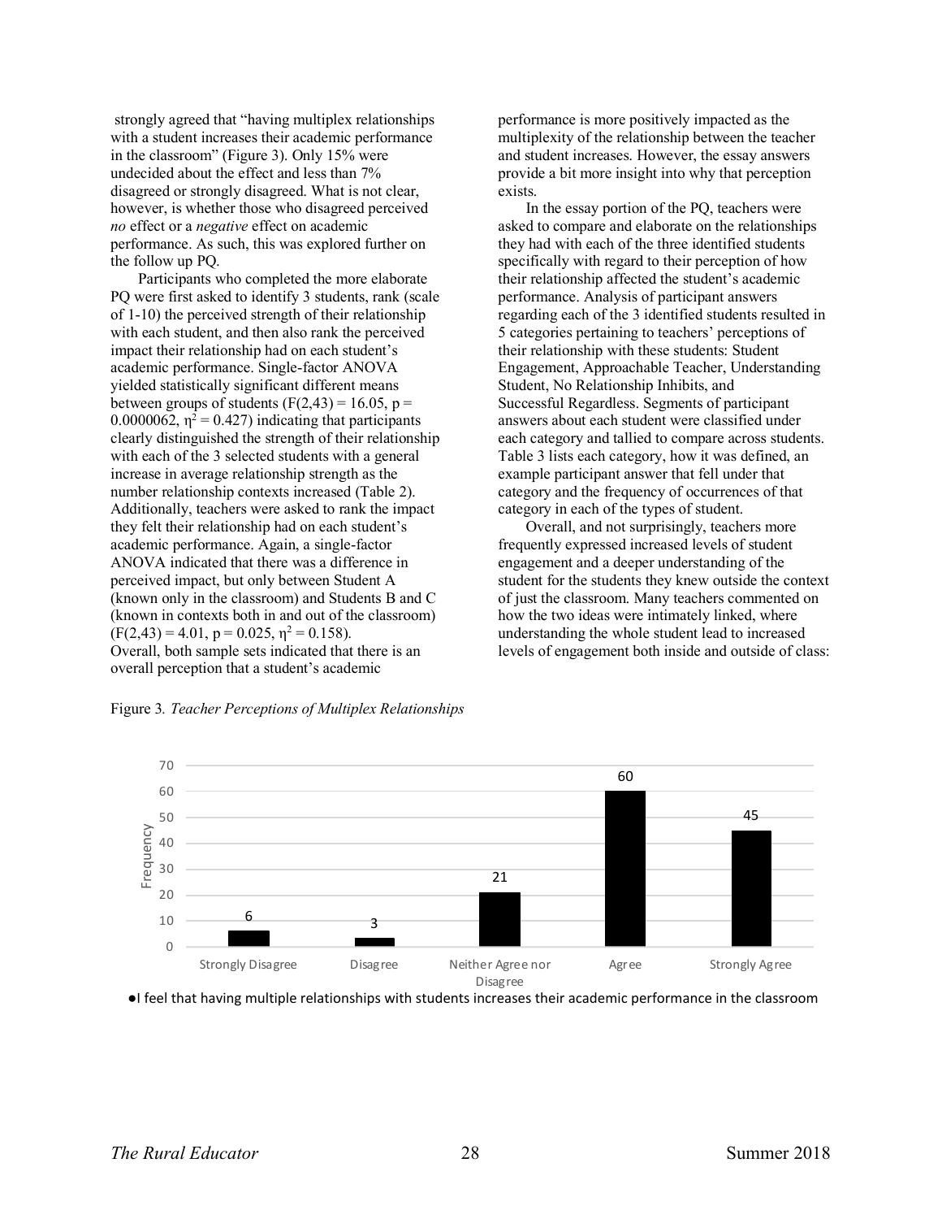strongly agreed that "having multiplex relationships with a student increases their academic performance in the classroom" (Figure 3). Only 15% were undecided about the effect and less than 7% disagreed or strongly disagreed. What is not clear, however, is whether those who disagreed perceived *no* effect or a *negative* effect on academic performance. As such, this was explored further on the follow up PQ.

Participants who completed the more elaborate PQ were first asked to identify 3 students, rank (scale of 1-10) the perceived strength of their relationship with each student, and then also rank the perceived impact their relationship had on each student's academic performance. Single-factor ANOVA yielded statistically significant different means between groups of students ($F(2,43) = 16.05$, $p = 0.0000062$, $\eta^2 = 0.427$) indicating that participants clearly distinguished the strength of their relationship with each of the 3 selected students with a general increase in average relationship strength as the number relationship contexts increased (Table 2). Additionally, teachers were asked to rank the impact they felt their relationship had on each student's academic performance. Again, a single-factor ANOVA indicated that there was a difference in perceived impact, but only between Student A (known only in the classroom) and Students B and C (known in contexts both in and out of the classroom) ($F(2,43) = 4.01$, $p = 0.025$, $\eta^2 = 0.158$). Overall, both sample sets indicated that there is an overall perception that a student's academic performance is more positively impacted as the multiplexity of the relationship between the teacher and student increases. However, the essay answers provide a bit more insight into why that perception exists.

In the essay portion of the PQ, teachers were asked to compare and elaborate on the relationships they had with each of the three identified students specifically with regard to their perception of how their relationship affected the student's academic performance. Analysis of participant answers regarding each of the 3 identified students resulted in 5 categories pertaining to teachers' perceptions of their relationship with these students: Student Engagement, Approachable Teacher, Understanding Student, No Relationship Inhibits, and Successful Regardless. Segments of participant answers about each student were classified under each category and tallied to compare across students. Table 3 lists each category, how it was defined, an example participant answer that fell under that category and the frequency of occurrences of that category in each of the types of student.

Overall, and not surprisingly, teachers more frequently expressed increased levels of student engagement and a deeper understanding of the student for the students they knew outside the context of just the classroom. Many teachers commented on how the two ideas were intimately linked, where understanding the whole student lead to increased levels of engagement both inside and outside of class:

Figure 3. *Teacher Perceptions of Multiplex Relationships*

| Response | Frequency |
|---|---|
| Strongly Disagree | 6 |
| Disagree | 3 |
| Neither Agree nor Disagree | 21 |
| Agree | 60 |
| Strongly Agree | 45 |

●I feel that having multiple relationships with students increases their academic performance in the classroom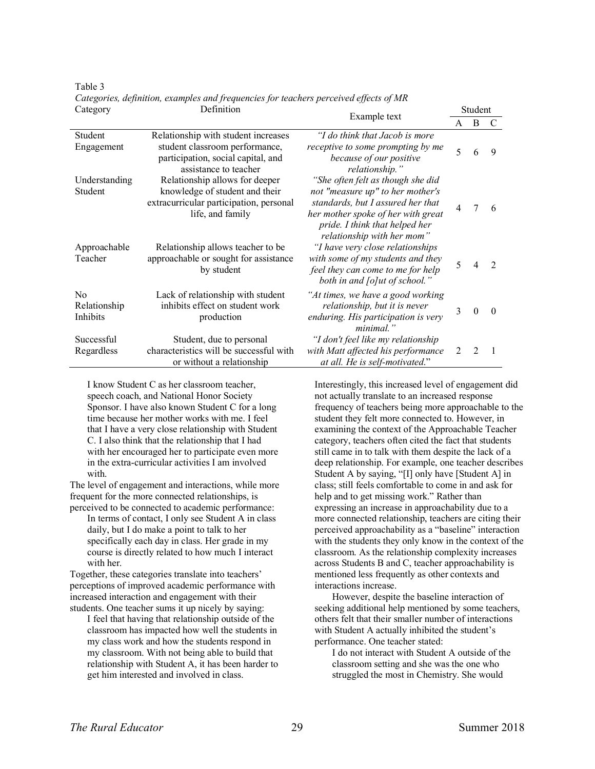Table 3

*Categories, definition, examples and frequencies for teachers perceived effects of MR*

| Category | Definition | Example text | Student | | |
|---|---|---|---|---|---|
| | | | A | B | C |
| Student Engagement | Relationship with student increases student classroom performance, participation, social capital, and assistance to teacher | *"I do think that Jacob is more receptive to some prompting by me because of our positive relationship."* | 5 | 6 | 9 |
| Understanding Student | Relationship allows for deeper knowledge of student and their extracurricular participation, personal life, and family | *"She often felt as though she did not "measure up" to her mother's standards, but I assured her that her mother spoke of her with great pride. I think that helped her relationship with her mom"* | 4 | 7 | 6 |
| Approachable Teacher | Relationship allows teacher to be approachable or sought for assistance by student | *"I have very close relationships with some of my students and they feel they can come to me for help both in and [o]ut of school."* | 5 | 4 | 2 |
| No Relationship Inhibits | Lack of relationship with student inhibits effect on student work production | *"At times, we have a good working relationship, but it is never enduring. His participation is very minimal."* | 3 | 0 | 0 |
| Successful Regardless | Student, due to personal characteristics will be successful with or without a relationship | *"I don't feel like my relationship with Matt affected his performance at all. He is self-motivated*." | 2 | 2 | 1 |

> I know Student C as her classroom teacher, speech coach, and National Honor Society Sponsor. I have also known Student C for a long time because her mother works with me. I feel that I have a very close relationship with Student C. I also think that the relationship that I had with her encouraged her to participate even more in the extra-curricular activities I am involved with.

The level of engagement and interactions, while more frequent for the more connected relationships, is perceived to be connected to academic performance:

> In terms of contact, I only see Student A in class daily, but I do make a point to talk to her specifically each day in class. Her grade in my course is directly related to how much I interact with her.

Together, these categories translate into teachers' perceptions of improved academic performance with increased interaction and engagement with their students. One teacher sums it up nicely by saying:

> I feel that having that relationship outside of the classroom has impacted how well the students in my class work and how the students respond in my classroom. With not being able to build that relationship with Student A, it has been harder to get him interested and involved in class.

Interestingly, this increased level of engagement did not actually translate to an increased response frequency of teachers being more approachable to the student they felt more connected to. However, in examining the context of the Approachable Teacher category, teachers often cited the fact that students still came in to talk with them despite the lack of a deep relationship. For example, one teacher describes Student A by saying, "[I] only have [Student A] in class; still feels comfortable to come in and ask for help and to get missing work." Rather than expressing an increase in approachability due to a more connected relationship, teachers are citing their perceived approachability as a "baseline" interaction with the students they only know in the context of the classroom. As the relationship complexity increases across Students B and C, teacher approachability is mentioned less frequently as other contexts and interactions increase.

However, despite the baseline interaction of seeking additional help mentioned by some teachers, others felt that their smaller number of interactions with Student A actually inhibited the student's performance. One teacher stated:

> I do not interact with Student A outside of the classroom setting and she was the one who struggled the most in Chemistry. She would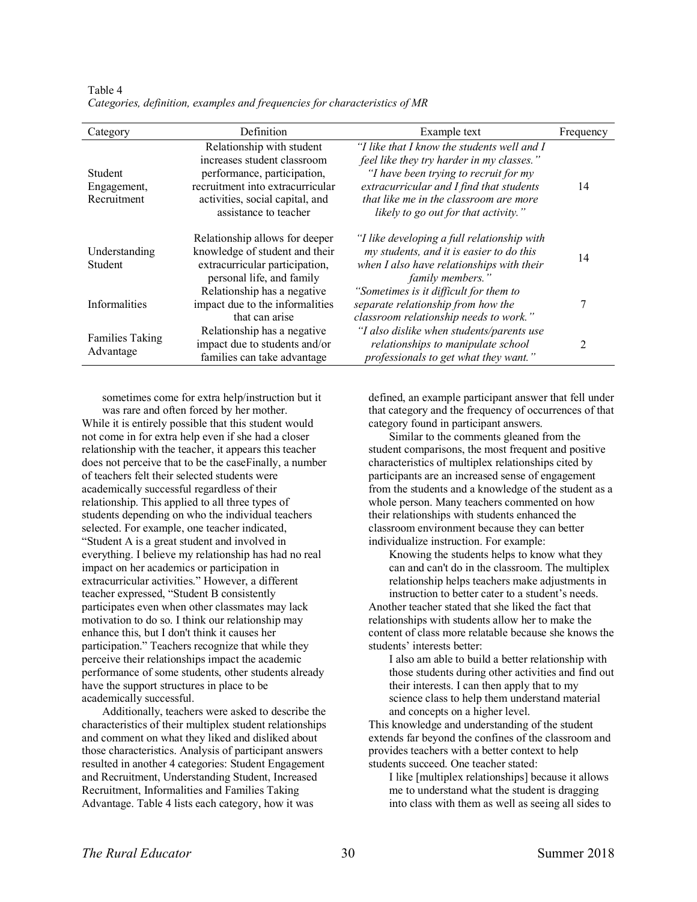Table 4
*Categories, definition, examples and frequencies for characteristics of MR*

| Category | Definition | Example text | Frequency |
| --- | --- | --- | --- |
| Student Engagement, Recruitment | Relationship with student increases student classroom performance, participation, recruitment into extracurricular activities, social capital, and assistance to teacher | *"I like that I know the students well and I feel like they try harder in my classes." "I have been trying to recruit for my extracurricular and I find that students that like me in the classroom are more likely to go out for that activity."* | 14 |
| Understanding Student | Relationship allows for deeper knowledge of student and their extracurricular participation, personal life, and family | *"I like developing a full relationship with my students, and it is easier to do this when I also have relationships with their family members."* | 14 |
| Informalities | Relationship has a negative impact due to the informalities that can arise | *"Sometimes is it difficult for them to separate relationship from how the classroom relationship needs to work."* | 7 |
| Families Taking Advantage | Relationship has a negative impact due to students and/or families can take advantage | *"I also dislike when students/parents use relationships to manipulate school professionals to get what they want."* | 2 |

> sometimes come for extra help/instruction but it was rare and often forced by her mother.

While it is entirely possible that this student would not come in for extra help even if she had a closer relationship with the teacher, it appears this teacher does not perceive that to be the caseFinally, a number of teachers felt their selected students were academically successful regardless of their relationship. This applied to all three types of students depending on who the individual teachers selected. For example, one teacher indicated, "Student A is a great student and involved in everything. I believe my relationship has had no real impact on her academics or participation in extracurricular activities." However, a different teacher expressed, "Student B consistently participates even when other classmates may lack motivation to do so. I think our relationship may enhance this, but I don't think it causes her participation." Teachers recognize that while they perceive their relationships impact the academic performance of some students, other students already have the support structures in place to be academically successful.

Additionally, teachers were asked to describe the characteristics of their multiplex student relationships and comment on what they liked and disliked about those characteristics. Analysis of participant answers resulted in another 4 categories: Student Engagement and Recruitment, Understanding Student, Increased Recruitment, Informalities and Families Taking Advantage. Table 4 lists each category, how it was defined, an example participant answer that fell under that category found and the frequency of occurrences of that category found in participant answers.

Similar to the comments gleaned from the student comparisons, the most frequent and positive characteristics of multiplex relationships cited by participants are an increased sense of engagement from the students and a knowledge of the student as a whole person. Many teachers commented on how their relationships with students enhanced the classroom environment because they can better individualize instruction. For example:

> Knowing the students helps to know what they can and can't do in the classroom. The multiplex relationship helps teachers make adjustments in instruction to better cater to a student's needs.

Another teacher stated that she liked the fact that relationships with students allow her to make the content of class more relatable because she knows the students' interests better:

> I also am able to build a better relationship with those students during other activities and find out their interests. I can then apply that to my science class to help them understand material and concepts on a higher level.

This knowledge and understanding of the student extends far beyond the confines of the classroom and provides teachers with a better context to help students succeed. One teacher stated:

> I like [multiplex relationships] because it allows me to understand what the student is dragging into class with them as well as seeing all sides to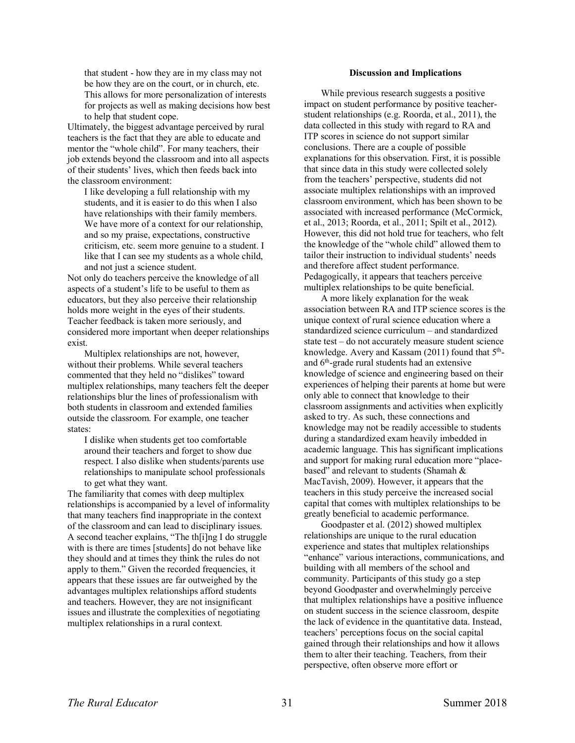> that student - how they are in my class may not be how they are on the court, or in church, etc. This allows for more personalization of interests for projects as well as making decisions how best to help that student cope.

Ultimately, the biggest advantage perceived by rural teachers is the fact that they are able to educate and mentor the "whole child". For many teachers, their job extends beyond the classroom and into all aspects of their students' lives, which then feeds back into the classroom environment:

> I like developing a full relationship with my students, and it is easier to do this when I also have relationships with their family members. We have more of a context for our relationship, and so my praise, expectations, constructive criticism, etc. seem more genuine to a student. I like that I can see my students as a whole child, and not just a science student.

Not only do teachers perceive the knowledge of all aspects of a student's life to be useful to them as educators, but they also perceive their relationship holds more weight in the eyes of their students. Teacher feedback is taken more seriously, and considered more important when deeper relationships exist.

Multiplex relationships are not, however, without their problems. While several teachers commented that they held no "dislikes" toward multiplex relationships, many teachers felt the deeper relationships blur the lines of professionalism with both students in classroom and extended families outside the classroom. For example, one teacher states:

> I dislike when students get too comfortable around their teachers and forget to show due respect. I also dislike when students/parents use relationships to manipulate school professionals to get what they want.

The familiarity that comes with deep multiplex relationships is accompanied by a level of informality that many teachers find inappropriate in the context of the classroom and can lead to disciplinary issues. A second teacher explains, "The th[i]ng I do struggle with is there are times [students] do not behave like they should and at times they think the rules do not apply to them." Given the recorded frequencies, it appears that these issues are far outweighed by the advantages multiplex relationships afford students and teachers. However, they are not insignificant issues and illustrate the complexities of negotiating multiplex relationships in a rural context.

## Discussion and Implications

While previous research suggests a positive impact on student performance by positive teacher-student relationships (e.g. Roorda, et al., 2011), the data collected in this study with regard to RA and ITP scores in science do not support similar conclusions. There are a couple of possible explanations for this observation. First, it is possible that since data in this study were collected solely from the teachers' perspective, students did not associate multiplex relationships with an improved classroom environment, which has been shown to be associated with increased performance (McCormick, et al., 2013; Roorda, et al., 2011; Spilt et al., 2012). However, this did not hold true for teachers, who felt the knowledge of the "whole child" allowed them to tailor their instruction to individual students' needs and therefore affect student performance. Pedagogically, it appears that teachers perceive multiplex relationships to be quite beneficial.

A more likely explanation for the weak association between RA and ITP science scores is the unique context of rural science education where a standardized science curriculum – and standardized state test – do not accurately measure student science knowledge. Avery and Kassam (2011) found that 5th- and 6th-grade rural students had an extensive knowledge of science and engineering based on their experiences of helping their parents at home but were only able to connect that knowledge to their classroom assignments and activities when explicitly asked to try. As such, these connections and knowledge may not be readily accessible to students during a standardized exam heavily imbedded in academic language. This has significant implications and support for making rural education more "place-based" and relevant to students (Shamah & MacTavish, 2009). However, it appears that the teachers in this study perceive the increased social capital that comes with multiplex relationships to be greatly beneficial to academic performance.

Goodpaster et al. (2012) showed multiplex relationships are unique to the rural education experience and states that multiplex relationships "enhance" various interactions, communications, and building with all members of the school and community. Participants of this study go a step beyond Goodpaster and overwhelmingly perceive that multiplex relationships have a positive influence on student success in the science classroom, despite the lack of evidence in the quantitative data. Instead, teachers' perceptions focus on the social capital gained through their relationships and how it allows them to alter their teaching. Teachers, from their perspective, often observe more effort or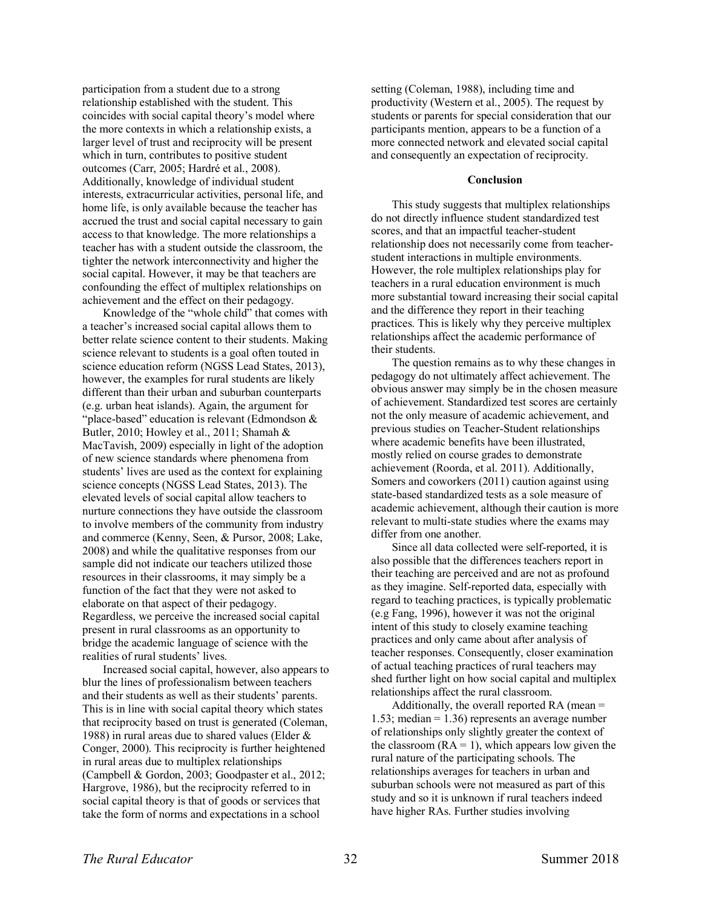participation from a student due to a strong relationship established with the student. This coincides with social capital theory's model where the more contexts in which a relationship exists, a larger level of trust and reciprocity will be present which in turn, contributes to positive student outcomes (Carr, 2005; Hardré et al., 2008). Additionally, knowledge of individual student interests, extracurricular activities, personal life, and home life, is only available because the teacher has accrued the trust and social capital necessary to gain access to that knowledge. The more relationships a teacher has with a student outside the classroom, the tighter the network interconnectivity and higher the social capital. However, it may be that teachers are confounding the effect of multiplex relationships on achievement and the effect on their pedagogy.

Knowledge of the "whole child" that comes with a teacher's increased social capital allows them to better relate science content to their students. Making science relevant to students is a goal often touted in science education reform (NGSS Lead States, 2013), however, the examples for rural students are likely different than their urban and suburban counterparts (e.g. urban heat islands). Again, the argument for "place-based" education is relevant (Edmondson & Butler, 2010; Howley et al., 2011; Shamah & MacTavish, 2009) especially in light of the adoption of new science standards where phenomena from students' lives are used as the context for explaining science concepts (NGSS Lead States, 2013). The elevated levels of social capital allow teachers to nurture connections they have outside the classroom to involve members of the community from industry and commerce (Kenny, Seen, & Pursor, 2008; Lake, 2008) and while the qualitative responses from our sample did not indicate our teachers utilized those resources in their classrooms, it may simply be a function of the fact that they were not asked to elaborate on that aspect of their pedagogy. Regardless, we perceive the increased social capital present in rural classrooms as an opportunity to bridge the academic language of science with the realities of rural students' lives.

Increased social capital, however, also appears to blur the lines of professionalism between teachers and their students as well as their students' parents. This is in line with social capital theory which states that reciprocity based on trust is generated (Coleman, 1988) in rural areas due to shared values (Elder & Conger, 2000). This reciprocity is further heightened in rural areas due to multiplex relationships (Campbell & Gordon, 2003; Goodpaster et al., 2012; Hargrove, 1986), but the reciprocity referred to in social capital theory is that of goods or services that take the form of norms and expectations in a school setting (Coleman, 1988), including time and productivity (Western et al., 2005). The request by students or parents for special consideration that our participants mention, appears to be a function of a more connected network and elevated social capital and consequently an expectation of reciprocity.

## Conclusion

This study suggests that multiplex relationships do not directly influence student standardized test scores, and that an impactful teacher-student relationship does not necessarily come from teacher-student interactions in multiple environments. However, the role multiplex relationships play for teachers in a rural education environment is much more substantial toward increasing their social capital and the difference they report in their teaching practices. This is likely why they perceive multiplex relationships affect the academic performance of their students.

The question remains as to why these changes in pedagogy do not ultimately affect achievement. The obvious answer may simply be in the chosen measure of achievement. Standardized test scores are certainly not the only measure of academic achievement, and previous studies on Teacher-Student relationships where academic benefits have been illustrated, mostly relied on course grades to demonstrate achievement (Roorda, et al. 2011). Additionally, Somers and coworkers (2011) caution against using state-based standardized tests as a sole measure of academic achievement, although their caution is more relevant to multi-state studies where the exams may differ from one another.

Since all data collected were self-reported, it is also possible that the differences teachers report in their teaching are perceived and are not as profound as they imagine. Self-reported data, especially with regard to teaching practices, is typically problematic (e.g Fang, 1996), however it was not the original intent of this study to closely examine teaching practices and only came about after analysis of teacher responses. Consequently, closer examination of actual teaching practices of rural teachers may shed further light on how social capital and multiplex relationships affect the rural classroom.

Additionally, the overall reported RA (mean = 1.53; median = 1.36) represents an average number of relationships only slightly greater the context of the classroom (RA = 1), which appears low given the rural nature of the participating schools. The relationships averages for teachers in urban and suburban schools were not measured as part of this study and so it is unknown if rural teachers indeed have higher RAs. Further studies involving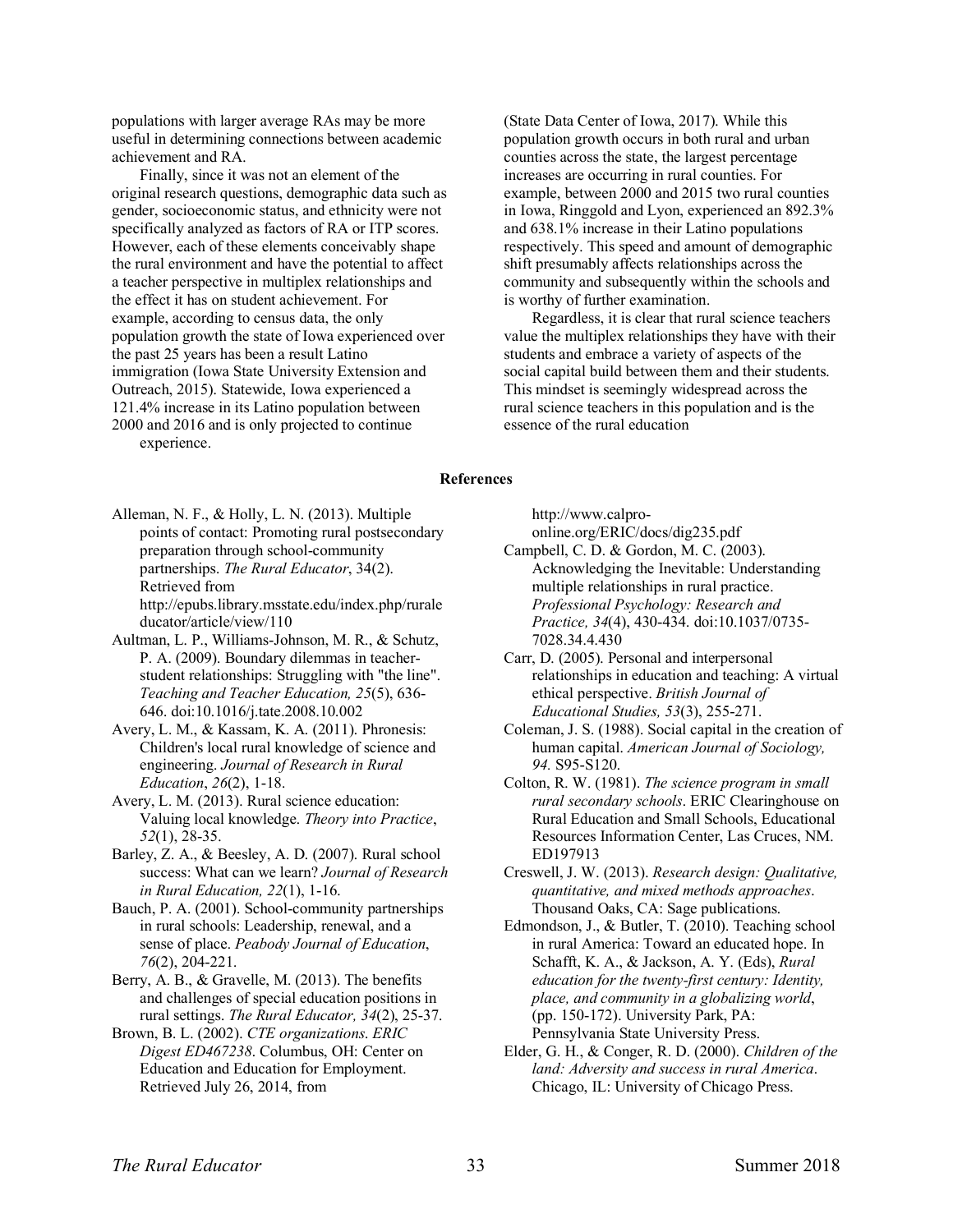populations with larger average RAs may be more useful in determining connections between academic achievement and RA.

Finally, since it was not an element of the original research questions, demographic data such as gender, socioeconomic status, and ethnicity were not specifically analyzed as factors of RA or ITP scores. However, each of these elements conceivably shape the rural environment and have the potential to affect a teacher perspective in multiplex relationships and the effect it has on student achievement. For example, according to census data, the only population growth the state of Iowa experienced over the past 25 years has been a result Latino immigration (Iowa State University Extension and Outreach, 2015). Statewide, Iowa experienced a 121.4% increase in its Latino population between 2000 and 2016 and is only projected to continue experience. (State Data Center of Iowa, 2017). While this population growth occurs in both rural and urban counties across the state, the largest percentage increases are occurring in rural counties. For example, between 2000 and 2015 two rural counties in Iowa, Ringgold and Lyon, experienced an 892.3% and 638.1% increase in their Latino populations respectively. This speed and amount of demographic shift presumably affects relationships across the community and subsequently within the schools and is worthy of further examination.

Regardless, it is clear that rural science teachers value the multiplex relationships they have with their students and embrace a variety of aspects of the social capital build between them and their students. This mindset is seemingly widespread across the rural science teachers in this population and is the essence of the rural education

## References

Alleman, N. F., & Holly, L. N. (2013). Multiple points of contact: Promoting rural postsecondary preparation through school-community partnerships. *The Rural Educator*, 34(2). Retrieved from http://epubs.library.msstate.edu/index.php/ruraleducator/article/view/110

Aultman, L. P., Williams-Johnson, M. R., & Schutz, P. A. (2009). Boundary dilemmas in teacher-student relationships: Struggling with "the line". *Teaching and Teacher Education, 25*(5), 636-646. doi:10.1016/j.tate.2008.10.002

Avery, L. M., & Kassam, K. A. (2011). Phronesis: Children's local rural knowledge of science and engineering. *Journal of Research in Rural Education*, *26*(2), 1-18.

Avery, L. M. (2013). Rural science education: Valuing local knowledge. *Theory into Practice*, *52*(1), 28-35.

Barley, Z. A., & Beesley, A. D. (2007). Rural school success: What can we learn? *Journal of Research in Rural Education, 22*(1), 1-16.

Bauch, P. A. (2001). School-community partnerships in rural schools: Leadership, renewal, and a sense of place. *Peabody Journal of Education*, *76*(2), 204-221.

Berry, A. B., & Gravelle, M. (2013). The benefits and challenges of special education positions in rural settings. *The Rural Educator, 34*(2), 25-37.

Brown, B. L. (2002). *CTE organizations. ERIC Digest ED467238*. Columbus, OH: Center on Education and Education for Employment. Retrieved July 26, 2014, from http://www.calpro-online.org/ERIC/docs/dig235.pdf

Campbell, C. D. & Gordon, M. C. (2003). Acknowledging the Inevitable: Understanding multiple relationships in rural practice. *Professional Psychology: Research and Practice, 34*(4), 430-434. doi:10.1037/0735-7028.34.4.430

Carr, D. (2005). Personal and interpersonal relationships in education and teaching: A virtual ethical perspective. *British Journal of Educational Studies, 53*(3), 255-271.

Coleman, J. S. (1988). Social capital in the creation of human capital. *American Journal of Sociology, 94.* S95-S120.

Colton, R. W. (1981). *The science program in small rural secondary schools*. ERIC Clearinghouse on Rural Education and Small Schools, Educational Resources Information Center, Las Cruces, NM. ED197913

Creswell, J. W. (2013). *Research design: Qualitative, quantitative, and mixed methods approaches*. Thousand Oaks, CA: Sage publications.

Edmondson, J., & Butler, T. (2010). Teaching school in rural America: Toward an educated hope. In Schafft, K. A., & Jackson, A. Y. (Eds), *Rural education for the twenty-first century: Identity, place, and community in a globalizing world*, (pp. 150-172). University Park, PA: Pennsylvania State University Press.

Elder, G. H., & Conger, R. D. (2000). *Children of the land: Adversity and success in rural America*. Chicago, IL: University of Chicago Press.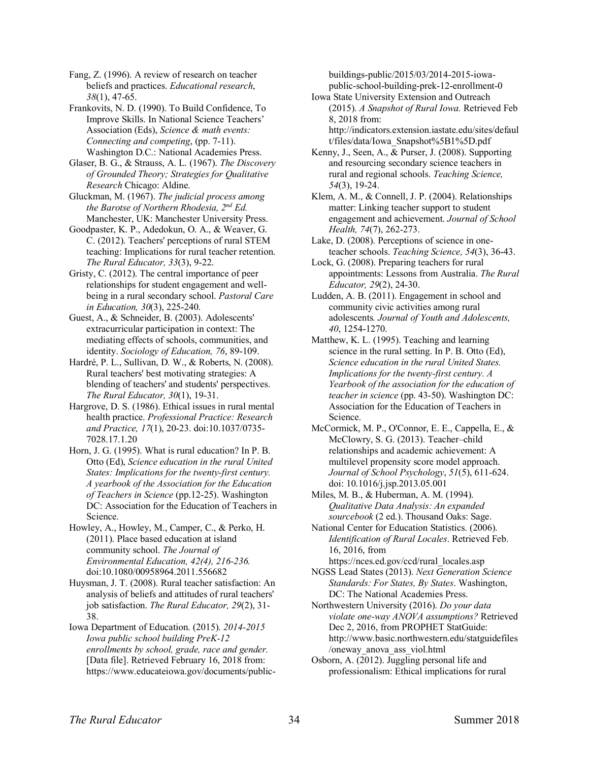Fang, Z. (1996). A review of research on teacher beliefs and practices. *Educational research*, *38*(1), 47-65.

Frankovits, N. D. (1990). To Build Confidence, To Improve Skills. In National Science Teachers' Association (Eds), *Science & math events: Connecting and competing*, (pp. 7-11). Washington D.C.: National Academies Press.

Glaser, B. G., & Strauss, A. L. (1967). *The Discovery of Grounded Theory; Strategies for Qualitative Research* Chicago: Aldine.

Gluckman, M. (1967). *The judicial process among the Barotse of Northern Rhodesia, 2nd Ed.* Manchester, UK: Manchester University Press.

Goodpaster, K. P., Adedokun, O. A., & Weaver, G. C. (2012). Teachers' perceptions of rural STEM teaching: Implications for rural teacher retention. *The Rural Educator, 33*(3), 9-22.

Gristy, C. (2012). The central importance of peer relationships for student engagement and well-being in a rural secondary school. *Pastoral Care in Education, 30*(3), 225-240.

Guest, A., & Schneider, B. (2003). Adolescents' extracurricular participation in context: The mediating effects of schools, communities, and identity. *Sociology of Education, 76*, 89-109.

Hardré, P. L., Sullivan, D. W., & Roberts, N. (2008). Rural teachers' best motivating strategies: A blending of teachers' and students' perspectives. *The Rural Educator, 30*(1), 19-31.

Hargrove, D. S. (1986). Ethical issues in rural mental health practice. *Professional Practice: Research and Practice, 17*(1), 20-23. doi:10.1037/0735-7028.17.1.20

Horn, J. G. (1995). What is rural education? In P. B. Otto (Ed), *Science education in the rural United States: Implications for the twenty-first century. A yearbook of the Association for the Education of Teachers in Science* (pp.12-25). Washington DC: Association for the Education of Teachers in Science.

Howley, A., Howley, M., Camper, C., & Perko, H. (2011). Place based education at island community school. *The Journal of Environmental Education, 42(4), 216-236.* doi:10.1080/00958964.2011.556682

Huysman, J. T. (2008). Rural teacher satisfaction: An analysis of beliefs and attitudes of rural teachers' job satisfaction. *The Rural Educator, 29*(2), 31-38.

Iowa Department of Education. (2015). *2014-2015 Iowa public school building PreK-12 enrollments by school, grade, race and gender.* [Data file]. Retrieved February 16, 2018 from: https://www.educateiowa.gov/documents/public-buildings-public/2015/03/2014-2015-iowa-public-school-building-prek-12-enrollment-0

Iowa State University Extension and Outreach (2015). *A Snapshot of Rural Iowa.* Retrieved Feb 8, 2018 from: http://indicators.extension.iastate.edu/sites/default/files/data/Iowa_Snapshot%5B1%5D.pdf

Kenny, J., Seen, A., & Purser, J. (2008). Supporting and resourcing secondary science teachers in rural and regional schools. *Teaching Science, 54*(3), 19-24.

Klem, A. M., & Connell, J. P. (2004). Relationships matter: Linking teacher support to student engagement and achievement. *Journal of School Health, 74*(7), 262-273.

Lake, D. (2008). Perceptions of science in one-teacher schools. *Teaching Science, 54*(3), 36-43.

Lock, G. (2008). Preparing teachers for rural appointments: Lessons from Australia. *The Rural Educator, 29*(2), 24-30.

Ludden, A. B. (2011). Engagement in school and community civic activities among rural adolescents*. Journal of Youth and Adolescents, 40*, 1254-1270.

Matthew, K. L. (1995). Teaching and learning science in the rural setting. In P. B. Otto (Ed), *Science education in the rural United States. Implications for the twenty-first century. A Yearbook of the association for the education of teacher in science* (pp. 43-50). Washington DC: Association for the Education of Teachers in Science.

McCormick, M. P., O'Connor, E. E., Cappella, E., & McClowry, S. G. (2013). Teacher–child relationships and academic achievement: A multilevel propensity score model approach. *Journal of School Psychology*, *51*(5), 611-624. doi: 10.1016/j.jsp.2013.05.001

Miles, M. B., & Huberman, A. M. (1994). *Qualitative Data Analysis: An expanded sourcebook* (2 ed.). Thousand Oaks: Sage.

National Center for Education Statistics. (2006). *Identification of Rural Locales*. Retrieved Feb. 16, 2016, from https://nces.ed.gov/ccd/rural_locales.asp

NGSS Lead States (2013). *Next Generation Science Standards: For States, By States*. Washington, DC: The National Academies Press.

Northwestern University (2016). *Do your data violate one-way ANOVA assumptions?* Retrieved Dec 2, 2016, from PROPHET StatGuide: http://www.basic.northwestern.edu/statguidefiles/oneway_anova_ass_viol.html

Osborn, A. (2012). Juggling personal life and professionalism: Ethical implications for rural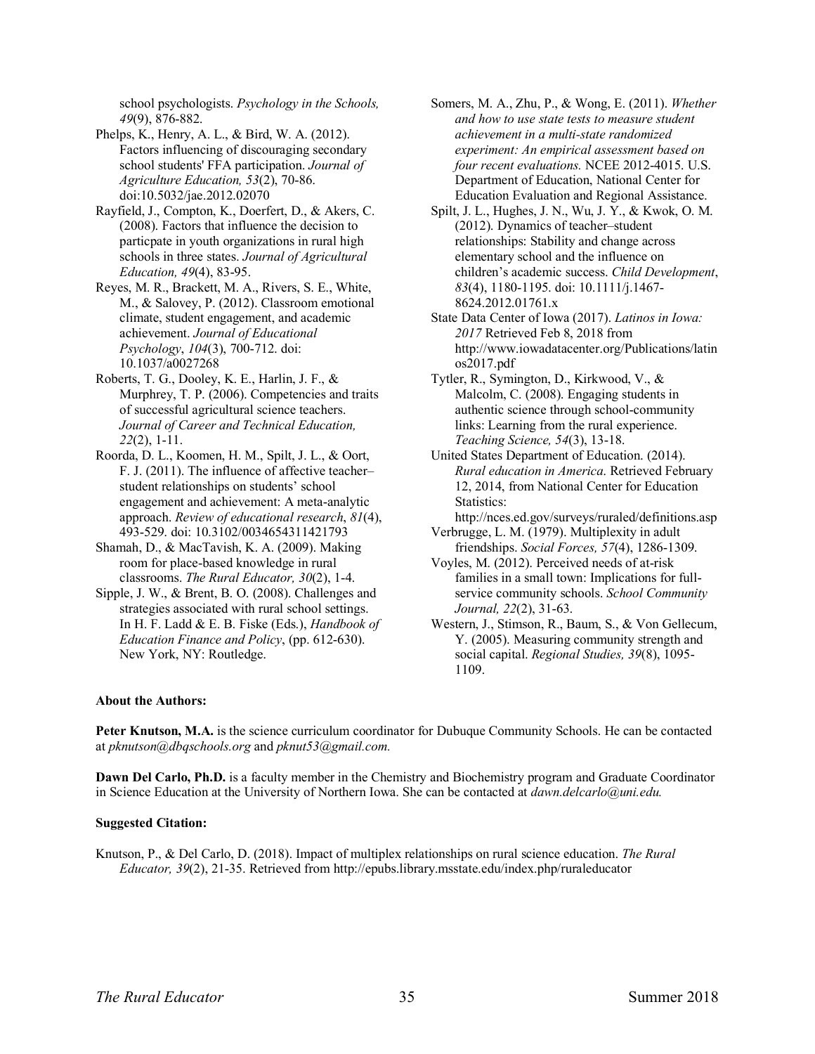school psychologists. *Psychology in the Schools, 49*(9), 876-882.

Phelps, K., Henry, A. L., & Bird, W. A. (2012). Factors influencing of discouraging secondary school students' FFA participation. *Journal of Agriculture Education, 53*(2), 70-86. doi:10.5032/jae.2012.02070

Rayfield, J., Compton, K., Doerfert, D., & Akers, C. (2008). Factors that influence the decision to particpate in youth organizations in rural high schools in three states. *Journal of Agricultural Education, 49*(4), 83-95.

Reyes, M. R., Brackett, M. A., Rivers, S. E., White, M., & Salovey, P. (2012). Classroom emotional climate, student engagement, and academic achievement. *Journal of Educational Psychology*, *104*(3), 700-712. doi: 10.1037/a0027268

Roberts, T. G., Dooley, K. E., Harlin, J. F., & Murphrey, T. P. (2006). Competencies and traits of successful agricultural science teachers. *Journal of Career and Technical Education, 22*(2), 1-11.

Roorda, D. L., Koomen, H. M., Spilt, J. L., & Oort, F. J. (2011). The influence of affective teacher–student relationships on students' school engagement and achievement: A meta-analytic approach. *Review of educational research*, *81*(4), 493-529. doi: 10.3102/0034654311421793

Shamah, D., & MacTavish, K. A. (2009). Making room for place-based knowledge in rural classrooms. *The Rural Educator, 30*(2), 1-4.

Sipple, J. W., & Brent, B. O. (2008). Challenges and strategies associated with rural school settings. In H. F. Ladd & E. B. Fiske (Eds.), *Handbook of Education Finance and Policy*, (pp. 612-630). New York, NY: Routledge.

Somers, M. A., Zhu, P., & Wong, E. (2011). *Whether and how to use state tests to measure student achievement in a multi-state randomized experiment: An empirical assessment based on four recent evaluations.* NCEE 2012-4015. U.S. Department of Education, National Center for Education Evaluation and Regional Assistance.

Spilt, J. L., Hughes, J. N., Wu, J. Y., & Kwok, O. M. (2012). Dynamics of teacher–student relationships: Stability and change across elementary school and the influence on children's academic success. *Child Development*, *83*(4), 1180-1195. doi: 10.1111/j.1467-8624.2012.01761.x

State Data Center of Iowa (2017). *Latinos in Iowa: 2017* Retrieved Feb 8, 2018 from http://www.iowadatacenter.org/Publications/latinos2017.pdf

Tytler, R., Symington, D., Kirkwood, V., & Malcolm, C. (2008). Engaging students in authentic science through school-community links: Learning from the rural experience. *Teaching Science, 54*(3), 13-18.

United States Department of Education. (2014). *Rural education in America*. Retrieved February 12, 2014, from National Center for Education Statistics: http://nces.ed.gov/surveys/ruraled/definitions.asp

Verbrugge, L. M. (1979). Multiplexity in adult friendships. *Social Forces, 57*(4), 1286-1309.

Voyles, M. (2012). Perceived needs of at-risk families in a small town: Implications for full-service community schools. *School Community Journal, 22*(2), 31-63.

Western, J., Stimson, R., Baum, S., & Von Gellecum, Y. (2005). Measuring community strength and social capital. *Regional Studies, 39*(8), 1095-1109.

**About the Authors:**

**Peter Knutson, M.A.** is the science curriculum coordinator for Dubuque Community Schools. He can be contacted at *pknutson@dbqschools.org* and *pknut53@gmail.com.*

**Dawn Del Carlo, Ph.D.** is a faculty member in the Chemistry and Biochemistry program and Graduate Coordinator in Science Education at the University of Northern Iowa. She can be contacted at *dawn.delcarlo@uni.edu.*

**Suggested Citation:**

Knutson, P., & Del Carlo, D. (2018). Impact of multiplex relationships on rural science education. *The Rural Educator, 39*(2), 21-35. Retrieved from http://epubs.library.msstate.edu/index.php/ruraleducator